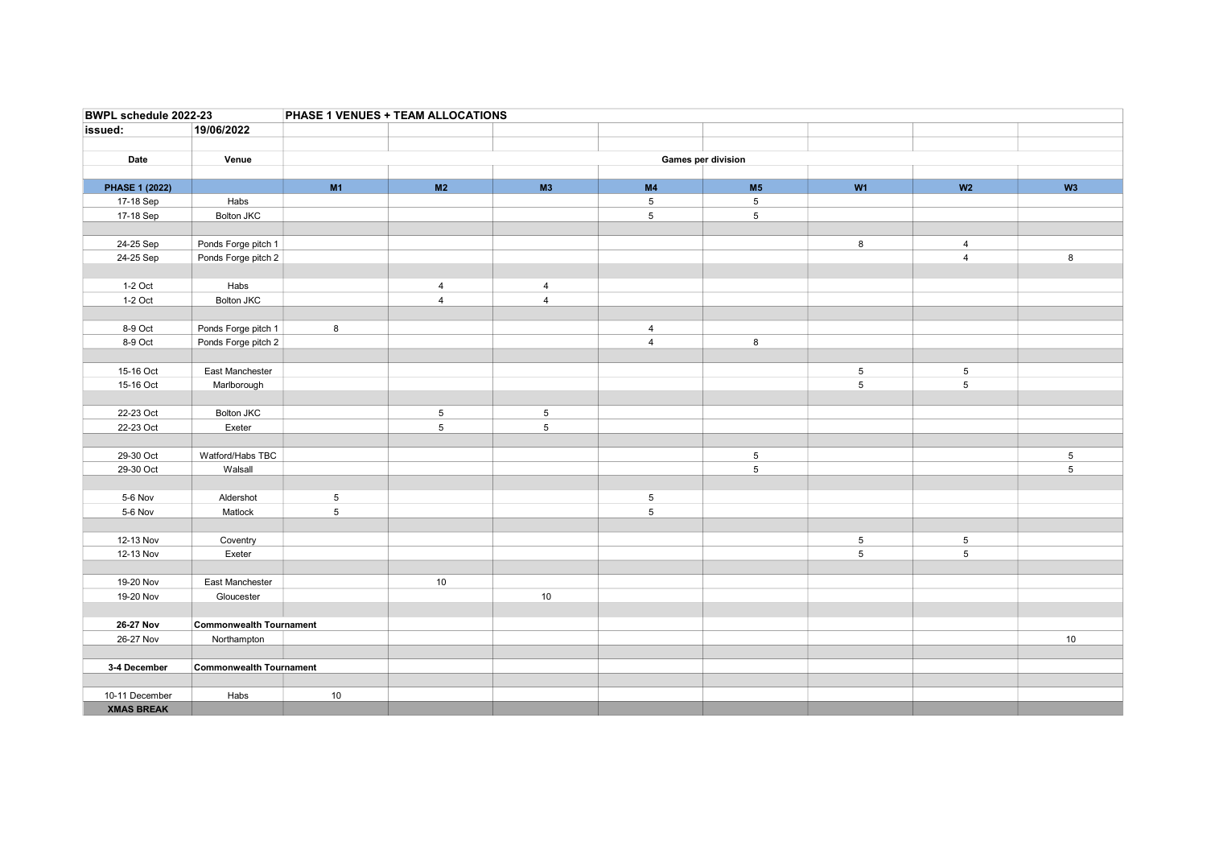| BWPL schedule 2022-23 | | PHASE 1 VENUES + TEAM ALLOCATIONS | | | | | | | |
|---|---|---|---|---|---|---|---|---|---|
| issued: | 19/06/2022 | | | | | | | | |
| | | | | | | | | | |
| Date | Venue | Games per division | | | | | | | |
| | | | | | | | | | |
| PHASE 1 (2022) | | M1 | M2 | M3 | M4 | M5 | W1 | W2 | W3 |
| 17-18 Sep | Habs | | | | 5 | 5 | | | |
| 17-18 Sep | Bolton JKC | | | | 5 | 5 | | | |
| | | | | | | | | | |
| 24-25 Sep | Ponds Forge pitch 1 | | | | | | 8 | 4 | |
| 24-25 Sep | Ponds Forge pitch 2 | | | | | | | 4 | 8 |
| | | | | | | | | | |
| 1-2 Oct | Habs | | 4 | 4 | | | | | |
| 1-2 Oct | Bolton JKC | | 4 | 4 | | | | | |
| | | | | | | | | | |
| 8-9 Oct | Ponds Forge pitch 1 | 8 | | | 4 | | | | |
| 8-9 Oct | Ponds Forge pitch 2 | | | | 4 | 8 | | | |
| | | | | | | | | | |
| 15-16 Oct | East Manchester | | | | | | 5 | 5 | |
| 15-16 Oct | Marlborough | | | | | | 5 | 5 | |
| | | | | | | | | | |
| 22-23 Oct | Bolton JKC | | 5 | 5 | | | | | |
| 22-23 Oct | Exeter | | 5 | 5 | | | | | |
| | | | | | | | | | |
| 29-30 Oct | Watford/Habs TBC | | | | | 5 | | | 5 |
| 29-30 Oct | Walsall | | | | | 5 | | | 5 |
| | | | | | | | | | |
| 5-6 Nov | Aldershot | 5 | | | 5 | | | | |
| 5-6 Nov | Matlock | 5 | | | 5 | | | | |
| | | | | | | | | | |
| 12-13 Nov | Coventry | | | | | | 5 | 5 | |
| 12-13 Nov | Exeter | | | | | | 5 | 5 | |
| | | | | | | | | | |
| 19-20 Nov | East Manchester | | 10 | | | | | | |
| 19-20 Nov | Gloucester | | | 10 | | | | | |
| | | | | | | | | | |
| **26-27 Nov** | **Commonwealth Tournament** | | | | | | | | |
| 26-27 Nov | Northampton | | | | | | | | 10 |
| | | | | | | | | | |
| **3-4 December** | **Commonwealth Tournament** | | | | | | | | |
| | | | | | | | | | |
| 10-11 December | Habs | 10 | | | | | | | |
| **XMAS BREAK** | | | | | | | | | |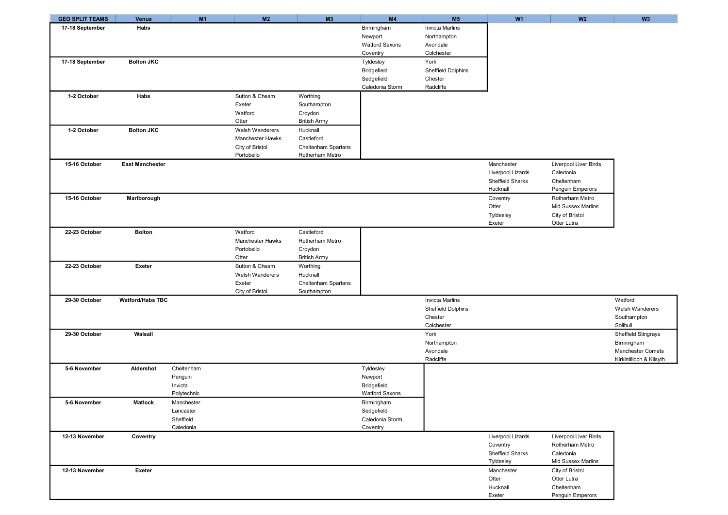| GEO SPLIT TEAMS | Venue | M1 | M2 | M3 | M4 | M5 | W1 | W2 | W3 |
|---|---|---|---|---|---|---|---|---|---|
| 17-18 September | Habs | | | | Birmingham | Invicta Marlins | | | |
| | | | | | Newport | Northampton | | | |
| | | | | | Watford Saxons | Avondale | | | |
| | | | | | Coventry | Colchester | | | |
| 17-18 September | Bolton JKC | | | | Tyldesley | York | | | |
| | | | | | Bridgefield | Sheffield Dolphins | | | |
| | | | | | Sedgefield | Chester | | | |
| | | | | | Caledonia Storm | Radcliffe | | | |
| 1-2 October | Habs | | Sutton & Cheam | Worthing | | | | | |
| | | | Exeter | Southampton | | | | | |
| | | | Watford | Croydon | | | | | |
| | | | Otter | British Army | | | | | |
| 1-2 October | Bolton JKC | | Welsh Wanderers | Hucknall | | | | | |
| | | | Manchester Hawks | Castleford | | | | | |
| | | | City of Bristol | Cheltenham Spartans | | | | | |
| | | | Portobello | Rotherham Metro | | | | | |
| 15-16 October | East Manchester | | | | | | Manchester | Liverpool Liver Birds | |
| | | | | | | | Liverpool Lizards | Caledonia | |
| | | | | | | | Sheffield Sharks | Cheltenham | |
| | | | | | | | Hucknall | Penguin Emperors | |
| 15-16 October | Marlborough | | | | | | Coventry | Rotherham Metro | |
| | | | | | | | Otter | Mid Sussex Marlins | |
| | | | | | | | Tyldesley | City of Bristol | |
| | | | | | | | Exeter | Otter Lutra | |
| 22-23 October | Bolton | | Watford | Castleford | | | | | |
| | | | Manchester Hawks | Rotherham Metro | | | | | |
| | | | Portobello | Croydon | | | | | |
| | | | Otter | British Army | | | | | |
| 22-23 October | Exeter | | Sutton & Cheam | Worthing | | | | | |
| | | | Welsh Wanderers | Hucknall | | | | | |
| | | | Exeter | Cheltenham Spartans | | | | | |
| | | | City of Bristol | Southampton | | | | | |
| 29-30 October | Watford/Habs TBC | | | | | Invicta Marlins | | | Watford |
| | | | | | | Sheffield Dolphins | | | Welsh Wanderers |
| | | | | | | Chester | | | Southampton |
| | | | | | | Colchester | | | Solihull |
| 29-30 October | Walsall | | | | | York | | | Sheffield Stingrays |
| | | | | | | Northampton | | | Birmingham |
| | | | | | | Avondale | | | Manchester Comets |
| | | | | | | Radcliffe | | | Kirkintilloch & Kilsyth |
| 5-6 November | Aldershot | Cheltenham | | | Tyldesley | | | | |
| | | Penguin | | | Newport | | | | |
| | | Invicta | | | Bridgefield | | | | |
| | | Polytechnic | | | Watford Saxons | | | | |
| 5-6 November | Matlock | Manchester | | | Birmingham | | | | |
| | | Lancaster | | | Sedgefield | | | | |
| | | Sheffield | | | Caledonia Storm | | | | |
| | | Caledonia | | | Coventry | | | | |
| 12-13 November | Coventry | | | | | | Liverpool Lizards | Liverpool Liver Birds | |
| | | | | | | | Coventry | Rotherham Metro | |
| | | | | | | | Sheffield Sharks | Caledonia | |
| | | | | | | | Tyldesley | Mid Sussex Marlins | |
| 12-13 November | Exeter | | | | | | Manchester | City of Bristol | |
| | | | | | | | Otter | Otter Lutra | |
| | | | | | | | Hucknall | Cheltenham | |
| | | | | | | | Exeter | Penguin Emperors | |